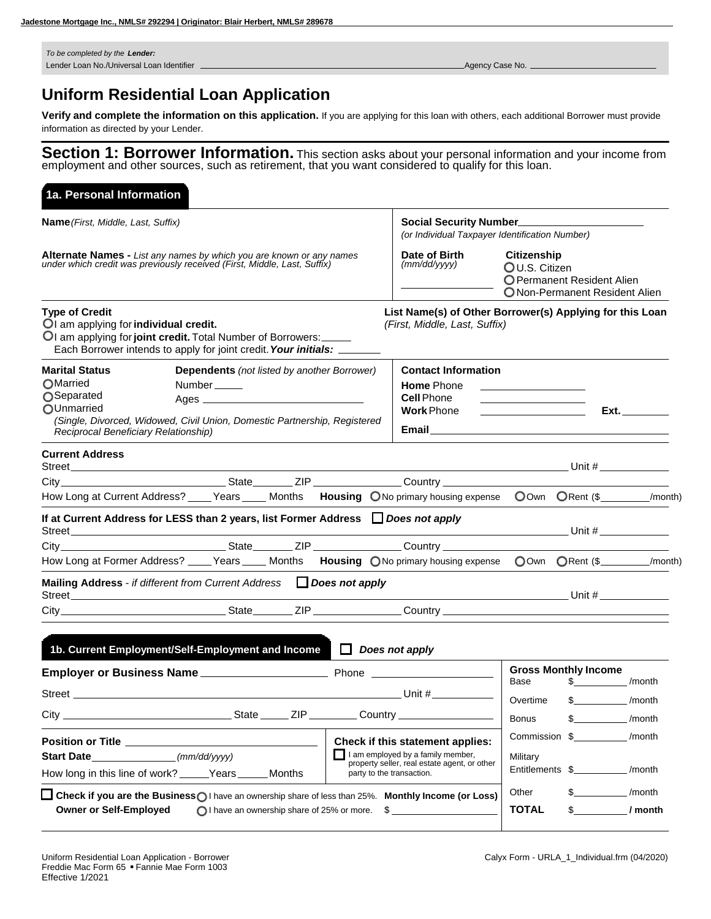**Jadestone Mortgage Inc., NMLS# 292294 | Originator: Blair Herbert, NMLS# 289678**

*To be completed by the* ***Lender:***
Lender Loan No./Universal Loan Identifier ______________________ Agency Case No. ______________

# Uniform Residential Loan Application

**Verify and complete the information on this application.** If you are applying for this loan with others, each additional Borrower must provide information as directed by your Lender.

## Section 1: Borrower Information.

This section asks about your personal information and your income from employment and other sources, such as retirement, that you want considered to qualify for this loan.

### 1a. Personal Information

**Name** *(First, Middle, Last, Suffix)*

**Social Security Number** ______________
*(or Individual Taxpayer Identification Number)*

**Alternate Names -** *List any names by which you are known or any names under which credit was previously received (First, Middle, Last, Suffix)*

**Date of Birth** *(mm/dd/yyyy)* ______________

**Citizenship**
- ○ U.S. Citizen
- ○ Permanent Resident Alien
- ○ Non-Permanent Resident Alien

**Type of Credit**
- ○ I am applying for **individual credit.**
- ○ I am applying for **joint credit.** Total Number of Borrowers: _____
  Each Borrower intends to apply for joint credit. ***Your initials:*** _______

**List Name(s) of Other Borrower(s) Applying for this Loan** *(First, Middle, Last, Suffix)*

**Marital Status**
- ○ Married
- ○ Separated
- ○ Unmarried
  *(Single, Divorced, Widowed, Civil Union, Domestic Partnership, Registered Reciprocal Beneficiary Relationship)*

**Dependents** *(not listed by another Borrower)*
Number _____
Ages ______________

**Contact Information**
**Home** Phone ______________
**Cell** Phone ______________
**Work** Phone ______________ **Ext.** ________
**Email** ______________

**Current Address**
Street ______________ Unit # ________
City ______________ State _______ ZIP ________ Country ______________
How Long at Current Address? ____ Years ____ Months **Housing** ○ No primary housing expense ○ Own ○ Rent ($________/month)

**If at Current Address for LESS than 2 years, list Former Address** ☐ ***Does not apply***
Street ______________ Unit # ________
City ______________ State _______ ZIP ________ Country ______________
How Long at Former Address? ____ Years ____ Months **Housing** ○ No primary housing expense ○ Own ○ Rent ($________/month)

**Mailing Address** - *if different from Current Address* ☐ ***Does not apply***
Street ______________ Unit # ________
City ______________ State _______ ZIP ________ Country ______________

### 1b. Current Employment/Self-Employment and Income ☐ *Does not apply*

**Employer or Business Name** ______________ Phone ______________
Street ______________ Unit # ________
City ______________ State _____ ZIP ________ Country ______________

**Position or Title** ______________
**Start Date** ______________ *(mm/dd/yyyy)*
How long in this line of work? _____ Years _____ Months

**Check if this statement applies:**
☐ I am employed by a family member, property seller, real estate agent, or other party to the transaction.

☐ **Check if you are the Business Owner or Self-Employed**
- ○ I have an ownership share of less than 25%.
- ○ I have an ownership share of 25% or more.

**Monthly Income (or Loss)** $ ______________

**Gross Monthly Income**

| | | |
|---|---|---|
| Base | $________ | /month |
| Overtime | $________ | /month |
| Bonus | $________ | /month |
| Commission | $________ | /month |
| Military Entitlements | $________ | /month |
| Other | $________ | /month |
| **TOTAL** | $________ | **/ month** |

Uniform Residential Loan Application - Borrower
Freddie Mac Form 65 ▪ Fannie Mae Form 1003
Effective 1/2021

Calyx Form - URLA_1_Individual.frm (04/2020)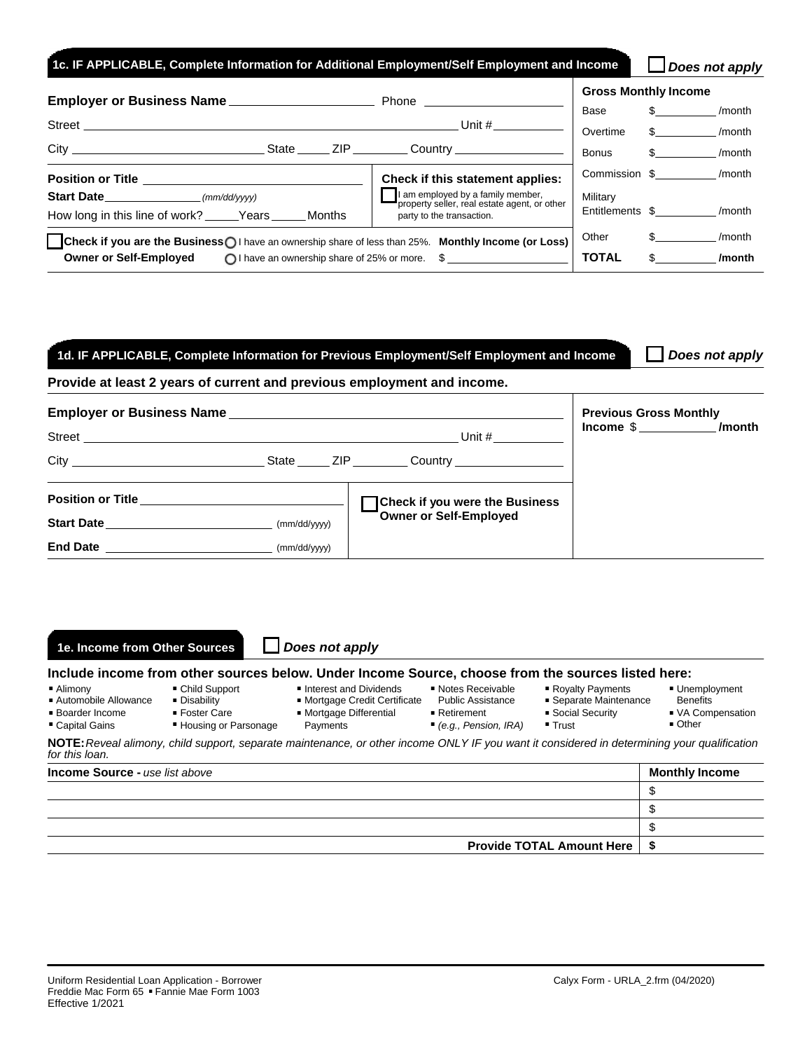## 1c. IF APPLICABLE, Complete Information for Additional Employment/Self Employment and Income ☐ *Does not apply*

**Employer or Business Name** ____________________ Phone ____________________

Street ______________________________________________ Unit # __________

City ____________________________ State _____ ZIP ________ Country ________________

**Position or Title** ______________________________

**Start Date** ______________ *(mm/dd/yyyy)*

How long in this line of work? _____Years _____Months

**Check if this statement applies:**

☐ I am employed by a family member, property seller, real estate agent, or other party to the transaction.

☐ **Check if you are the Business Owner or Self-Employed** ○ I have an ownership share of less than 25%. ○ I have an ownership share of 25% or more. **Monthly Income (or Loss)** $ __________________

**Gross Monthly Income**

| | | |
|---|---|---|
| Base | $__________ | /month |
| Overtime | $__________ | /month |
| Bonus | $__________ | /month |
| Commission | $__________ | /month |
| Military Entitlements | $__________ | /month |
| Other | $__________ | /month |
| **TOTAL** | $__________ | **/month** |

## 1d. IF APPLICABLE, Complete Information for Previous Employment/Self Employment and Income ☐ *Does not apply*

**Provide at least 2 years of current and previous employment and income.**

**Employer or Business Name** ______________________________________________

Street ______________________________________________ Unit # __________

City ____________________________ State _____ ZIP ________ Country ________________

**Position or Title** ______________________________

**Start Date** ________________________ (mm/dd/yyyy)

**End Date** ________________________ (mm/dd/yyyy)

☐ **Check if you were the Business Owner or Self-Employed**

**Previous Gross Monthly Income** $ ___________ **/month**

## 1e. Income from Other Sources ☐ *Does not apply*

**Include income from other sources below. Under Income Source, choose from the sources listed here:**

- Alimony
- Automobile Allowance
- Boarder Income
- Capital Gains
- Child Support
- Disability
- Foster Care
- Housing or Parsonage
- Interest and Dividends
- Mortgage Credit Certificate
- Mortgage Differential Payments
- Notes Receivable
- Public Assistance
- Retirement *(e.g., Pension, IRA)*
- Royalty Payments
- Separate Maintenance
- Social Security
- Trust
- Unemployment Benefits
- VA Compensation
- Other

**NOTE:** *Reveal alimony, child support, separate maintenance, or other income ONLY IF you want it considered in determining your qualification for this loan.*

| **Income Source -** *use list above* | **Monthly Income** |
|---|---|
| | $ |
| | $ |
| | $ |
| **Provide TOTAL Amount Here** | **$** |

Uniform Residential Loan Application - Borrower
Freddie Mac Form 65 ▪ Fannie Mae Form 1003
Effective 1/2021

Calyx Form - URLA_2.frm (04/2020)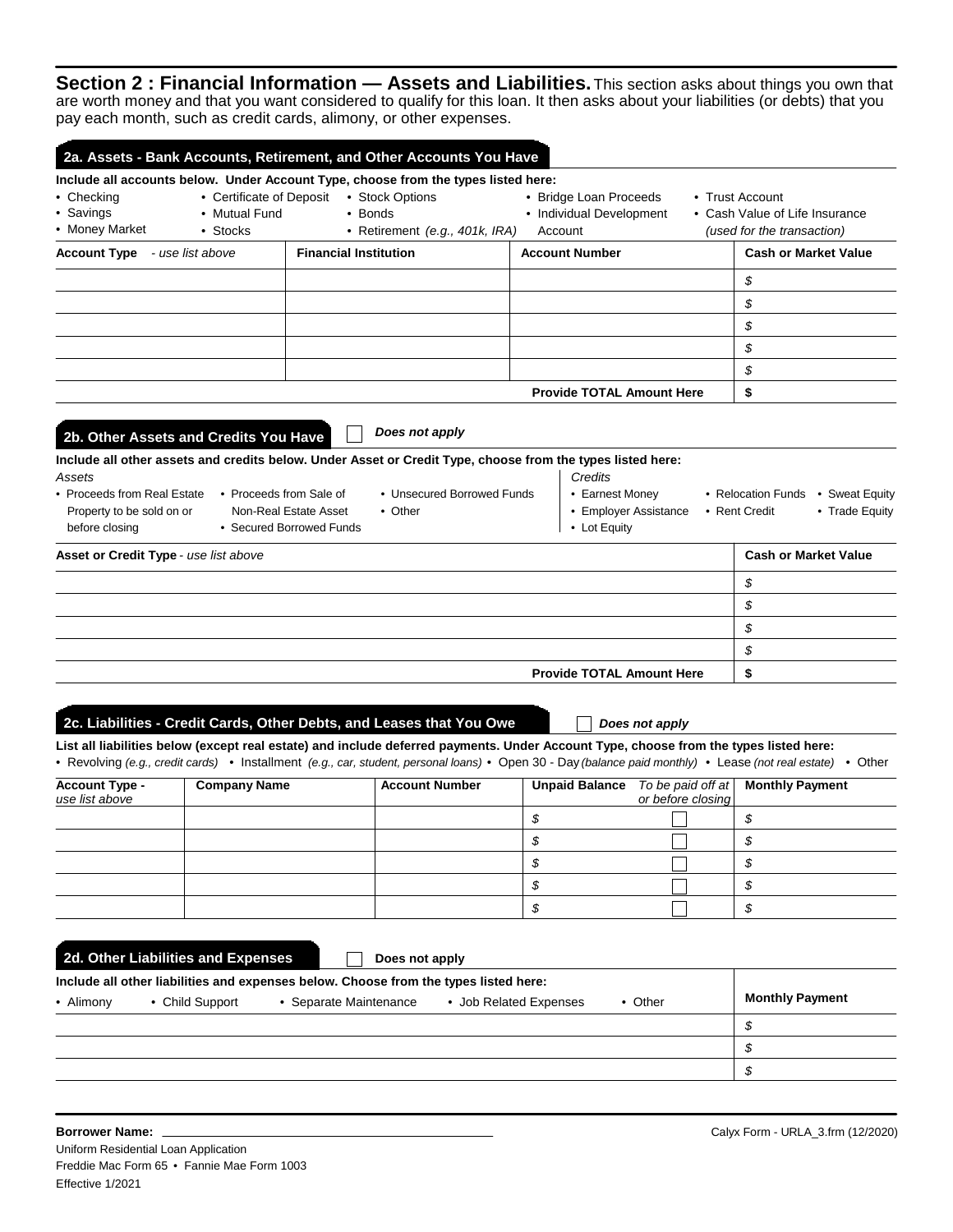## Section 2 : Financial Information — Assets and Liabilities.

This section asks about things you own that are worth money and that you want considered to qualify for this loan. It then asks about your liabilities (or debts) that you pay each month, such as credit cards, alimony, or other expenses.

### 2a. Assets - Bank Accounts, Retirement, and Other Accounts You Have

**Include all accounts below. Under Account Type, choose from the types listed here:**

- Checking
- Savings
- Money Market
- Certificate of Deposit
- Mutual Fund
- Stocks
- Stock Options
- Bonds
- Retirement *(e.g., 401k, IRA)*
- Bridge Loan Proceeds
- Individual Development Account
- Trust Account
- Cash Value of Life Insurance *(used for the transaction)*

| **Account Type** *- use list above* | **Financial Institution** | **Account Number** | **Cash or Market Value** |
|---|---|---|---|
| | | | $ |
| | | | $ |
| | | | $ |
| | | | $ |
| | | | $ |
| | | **Provide TOTAL Amount Here** | **$** |

### 2b. Other Assets and Credits You Have

☐ *Does not apply*

**Include all other assets and credits below. Under Asset or Credit Type, choose from the types listed here:**

*Assets*

- Proceeds from Real Estate Property to be sold on or before closing
- Proceeds from Sale of Non-Real Estate Asset
- Secured Borrowed Funds
- Unsecured Borrowed Funds
- Other

*Credits*

- Earnest Money
- Employer Assistance
- Lot Equity
- Relocation Funds
- Rent Credit
- Sweat Equity
- Trade Equity

| **Asset or Credit Type** *- use list above* | **Cash or Market Value** |
|---|---|
| | $ |
| | $ |
| | $ |
| | $ |
| **Provide TOTAL Amount Here** | **$** |

### 2c. Liabilities - Credit Cards, Other Debts, and Leases that You Owe

☐ *Does not apply*

**List all liabilities below (except real estate) and include deferred payments. Under Account Type, choose from the types listed here:**

• Revolving *(e.g., credit cards)* • Installment *(e.g., car, student, personal loans)* • Open 30 - Day *(balance paid monthly)* • Lease *(not real estate)* • Other

| **Account Type -** *use list above* | **Company Name** | **Account Number** | **Unpaid Balance** | *To be paid off at or before closing* | **Monthly Payment** |
|---|---|---|---|---|---|
| | | | $ | ☐ | $ |
| | | | $ | ☐ | $ |
| | | | $ | ☐ | $ |
| | | | $ | ☐ | $ |
| | | | $ | ☐ | $ |

### 2d. Other Liabilities and Expenses

☐ **Does not apply**

**Include all other liabilities and expenses below. Choose from the types listed here:**

• Alimony • Child Support • Separate Maintenance • Job Related Expenses • Other

| | **Monthly Payment** |
|---|---|
| | $ |
| | $ |
| | $ |

**Borrower Name:** ______________________________

Uniform Residential Loan Application
Freddie Mac Form 65 • Fannie Mae Form 1003
Effective 1/2021

Calyx Form - URLA_3.frm (12/2020)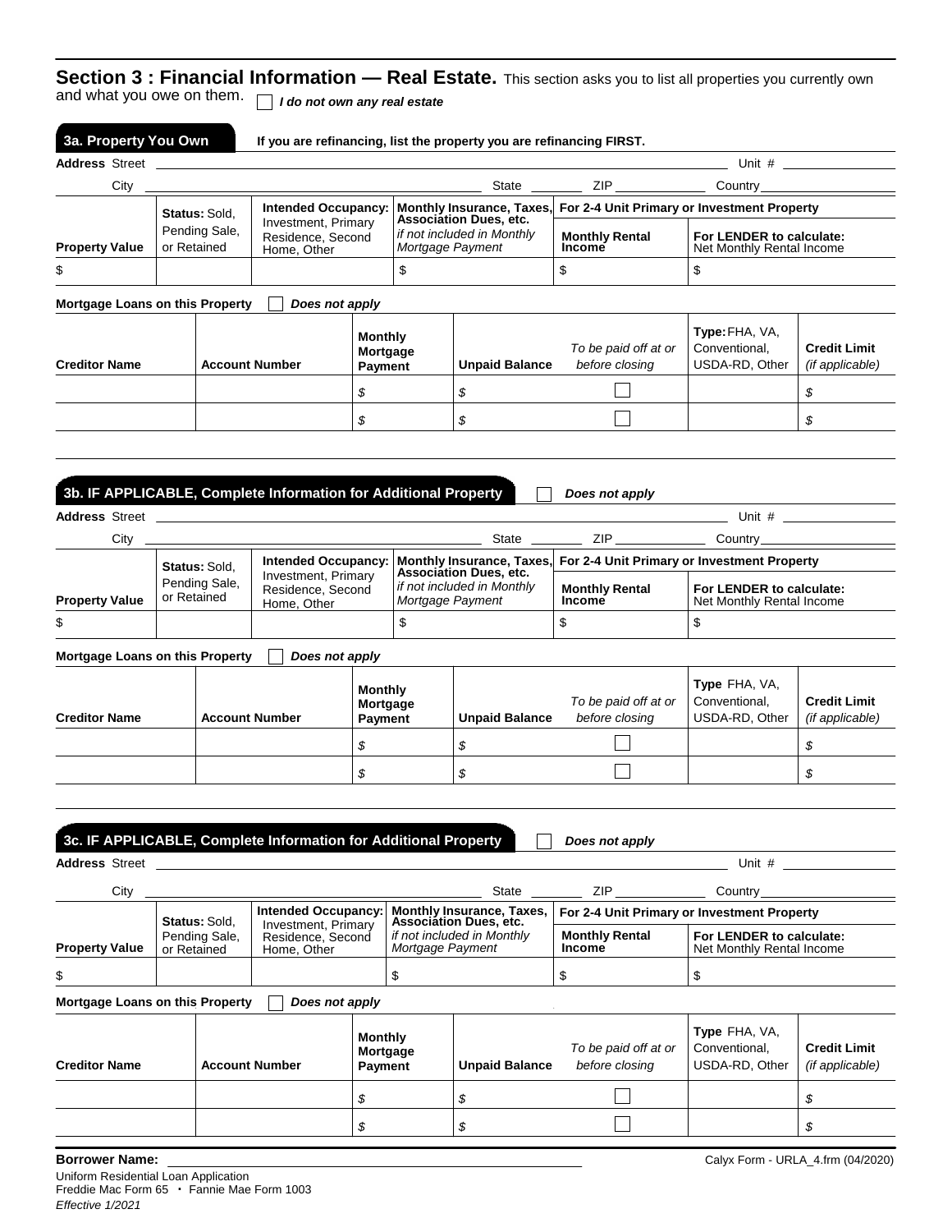## Section 3 : Financial Information — Real Estate.

This section asks you to list all properties you currently own and what you owe on them. ☐ *I do not own any real estate*

### 3a. Property You Own

**If you are refinancing, list the property you are refinancing FIRST.**

**Address** Street ______________________________ Unit # __________

City ______________________ State ______ ZIP ________ Country ____________

| Property Value | Status: Sold, Pending Sale, or Retained | Intended Occupancy: Investment, Primary Residence, Second Home, Other | Monthly Insurance, Taxes, Association Dues, etc. *if not included in Monthly Mortgage Payment* | For 2-4 Unit Primary or Investment Property | |
|---|---|---|---|---|---|
| | | | | Monthly Rental Income | For LENDER to calculate: Net Monthly Rental Income |
| $ | | | $ | $ | $ |

**Mortgage Loans on this Property** ☐ *Does not apply*

| Creditor Name | Account Number | Monthly Mortgage Payment | Unpaid Balance | *To be paid off at or before closing* | Type: FHA, VA, Conventional, USDA-RD, Other | Credit Limit *(if applicable)* |
|---|---|---|---|---|---|---|
| | | $ | $ | ☐ | | $ |
| | | $ | $ | ☐ | | $ |

### 3b. IF APPLICABLE, Complete Information for Additional Property

☐ *Does not apply*

**Address** Street ______________________________ Unit # __________

City ______________________ State ______ ZIP ________ Country ____________

| Property Value | Status: Sold, Pending Sale, or Retained | Intended Occupancy: Investment, Primary Residence, Second Home, Other | Monthly Insurance, Taxes, Association Dues, etc. *if not included in Monthly Mortgage Payment* | For 2-4 Unit Primary or Investment Property | |
|---|---|---|---|---|---|
| | | | | Monthly Rental Income | For LENDER to calculate: Net Monthly Rental Income |
| $ | | | $ | $ | $ |

**Mortgage Loans on this Property** ☐ *Does not apply*

| Creditor Name | Account Number | Monthly Mortgage Payment | Unpaid Balance | *To be paid off at or before closing* | Type FHA, VA, Conventional, USDA-RD, Other | Credit Limit *(if applicable)* |
|---|---|---|---|---|---|---|
| | | $ | $ | ☐ | | $ |
| | | $ | $ | ☐ | | $ |

### 3c. IF APPLICABLE, Complete Information for Additional Property

☐ *Does not apply*

**Address** Street ______________________________ Unit # __________

City ______________________ State ______ ZIP ________ Country ____________

| Property Value | Status: Sold, Pending Sale, or Retained | Intended Occupancy: Investment, Primary Residence, Second Home, Other | Monthly Insurance, Taxes, Association Dues, etc. *if not included in Monthly Mortgage Payment* | For 2-4 Unit Primary or Investment Property | |
|---|---|---|---|---|---|
| | | | | Monthly Rental Income | For LENDER to calculate: Net Monthly Rental Income |
| $ | | | $ | $ | $ |

**Mortgage Loans on this Property** ☐ *Does not apply*

| Creditor Name | Account Number | Monthly Mortgage Payment | Unpaid Balance | *To be paid off at or before closing* | Type FHA, VA, Conventional, USDA-RD, Other | Credit Limit *(if applicable)* |
|---|---|---|---|---|---|---|
| | | $ | $ | ☐ | | $ |
| | | $ | $ | ☐ | | $ |

**Borrower Name:** ______________________________

Calyx Form - URLA_4.frm (04/2020)

Uniform Residential Loan Application
Freddie Mac Form 65 • Fannie Mae Form 1003
*Effective 1/2021*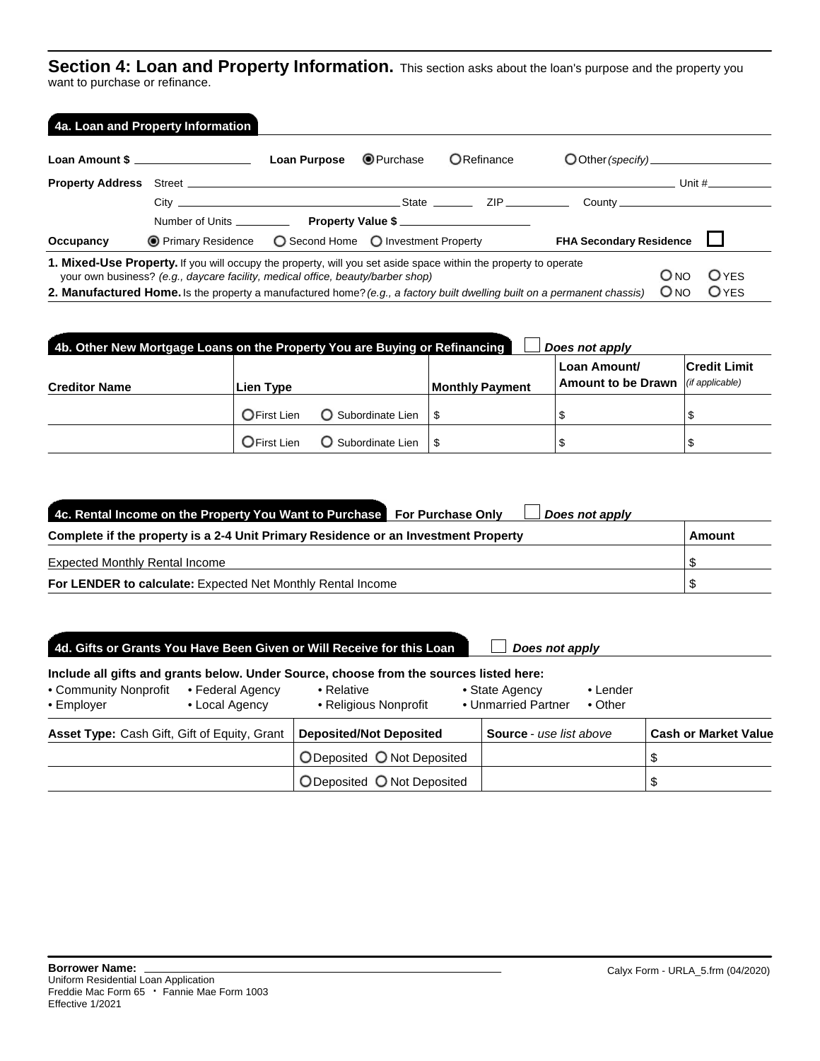## Section 4: Loan and Property Information.

This section asks about the loan's purpose and the property you want to purchase or refinance.

### 4a. Loan and Property Information

**Loan Amount $** ____________ **Loan Purpose** ◉ Purchase ○ Refinance ○ Other *(specify)* ____________

**Property Address** Street ____________ Unit # ________

City ____________ State ______ ZIP ________ County ____________

Number of Units ________ **Property Value $** ____________

**Occupancy** ◉ Primary Residence ○ Second Home ○ Investment Property **FHA Secondary Residence** ☐

**1. Mixed-Use Property.** If you will occupy the property, will you set aside space within the property to operate your own business? *(e.g., daycare facility, medical office, beauty/barber shop)* ○ NO ○ YES

**2. Manufactured Home.** Is the property a manufactured home? *(e.g., a factory built dwelling built on a permanent chassis)* ○ NO ○ YES

### 4b. Other New Mortgage Loans on the Property You are Buying or Refinancing ☐ *Does not apply*

| Creditor Name | Lien Type | Monthly Payment | Loan Amount/ Amount to be Drawn | Credit Limit *(if applicable)* |
|---|---|---|---|---|
| | ○ First Lien ○ Subordinate Lien | $ | $ | $ |
| | ○ First Lien ○ Subordinate Lien | $ | $ | $ |

### 4c. Rental Income on the Property You Want to Purchase **For Purchase Only** ☐ *Does not apply*

| Complete if the property is a 2-4 Unit Primary Residence or an Investment Property | Amount |
|---|---|
| Expected Monthly Rental Income | $ |
| **For LENDER to calculate:** Expected Net Monthly Rental Income | $ |

### 4d. Gifts or Grants You Have Been Given or Will Receive for this Loan ☐ *Does not apply*

**Include all gifts and grants below. Under Source, choose from the sources listed here:**

- Community Nonprofit
- Federal Agency
- Relative
- State Agency
- Lender
- Employer
- Local Agency
- Religious Nonprofit
- Unmarried Partner
- Other

| **Asset Type:** Cash Gift, Gift of Equity, Grant | Deposited/Not Deposited | **Source** - *use list above* | Cash or Market Value |
|---|---|---|---|
| | ○ Deposited ○ Not Deposited | | $ |
| | ○ Deposited ○ Not Deposited | | $ |

**Borrower Name:** ____________

Uniform Residential Loan Application
Freddie Mac Form 65 · Fannie Mae Form 1003
Effective 1/2021

Calyx Form - URLA_5.frm (04/2020)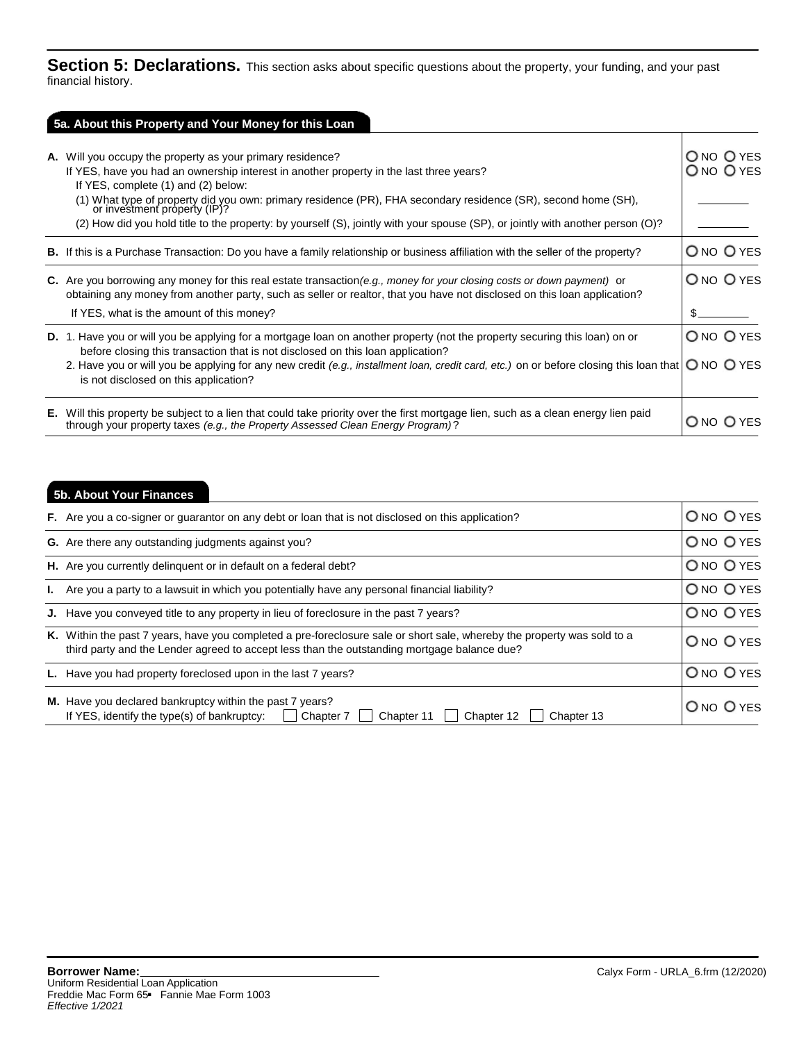## Section 5: Declarations.

This section asks about specific questions about the property, your funding, and your past financial history.

### 5a. About this Property and Your Money for this Loan

| | |
|---|---|
| **A.** Will you occupy the property as your primary residence? | O NO O YES |
| If YES, have you had an ownership interest in another property in the last three years? | O NO O YES |
| If YES, complete (1) and (2) below: | |
| (1) What type of property did you own: primary residence (PR), FHA secondary residence (SR), second home (SH), or investment property (IP)? | ________ |
| (2) How did you hold title to the property: by yourself (S), jointly with your spouse (SP), or jointly with another person (O)? | ________ |
| **B.** If this is a Purchase Transaction: Do you have a family relationship or business affiliation with the seller of the property? | O NO O YES |
| **C.** Are you borrowing any money for this real estate transaction *(e.g., money for your closing costs or down payment)* or obtaining any money from another party, such as seller or realtor, that you have not disclosed on this loan application? | O NO O YES |
| If YES, what is the amount of this money? | $________ |
| **D.** 1. Have you or will you be applying for a mortgage loan on another property (not the property securing this loan) on or before closing this transaction that is not disclosed on this loan application? | O NO O YES |
| 2. Have you or will you be applying for any new credit *(e.g., installment loan, credit card, etc.)* on or before closing this loan that is not disclosed on this application? | O NO O YES |
| **E.** Will this property be subject to a lien that could take priority over the first mortgage lien, such as a clean energy lien paid through your property taxes *(e.g., the Property Assessed Clean Energy Program)*? | O NO O YES |

### 5b. About Your Finances

| | |
|---|---|
| **F.** Are you a co-signer or guarantor on any debt or loan that is not disclosed on this application? | O NO O YES |
| **G.** Are there any outstanding judgments against you? | O NO O YES |
| **H.** Are you currently delinquent or in default on a federal debt? | O NO O YES |
| **I.** Are you a party to a lawsuit in which you potentially have any personal financial liability? | O NO O YES |
| **J.** Have you conveyed title to any property in lieu of foreclosure in the past 7 years? | O NO O YES |
| **K.** Within the past 7 years, have you completed a pre-foreclosure sale or short sale, whereby the property was sold to a third party and the Lender agreed to accept less than the outstanding mortgage balance due? | O NO O YES |
| **L.** Have you had property foreclosed upon in the last 7 years? | O NO O YES |
| **M.** Have you declared bankruptcy within the past 7 years? If YES, identify the type(s) of bankruptcy: ☐ Chapter 7 ☐ Chapter 11 ☐ Chapter 12 ☐ Chapter 13 | O NO O YES |

**Borrower Name:**________________________________

Uniform Residential Loan Application
Freddie Mac Form 65 ▪ Fannie Mae Form 1003
*Effective 1/2021*

Calyx Form - URLA_6.frm (12/2020)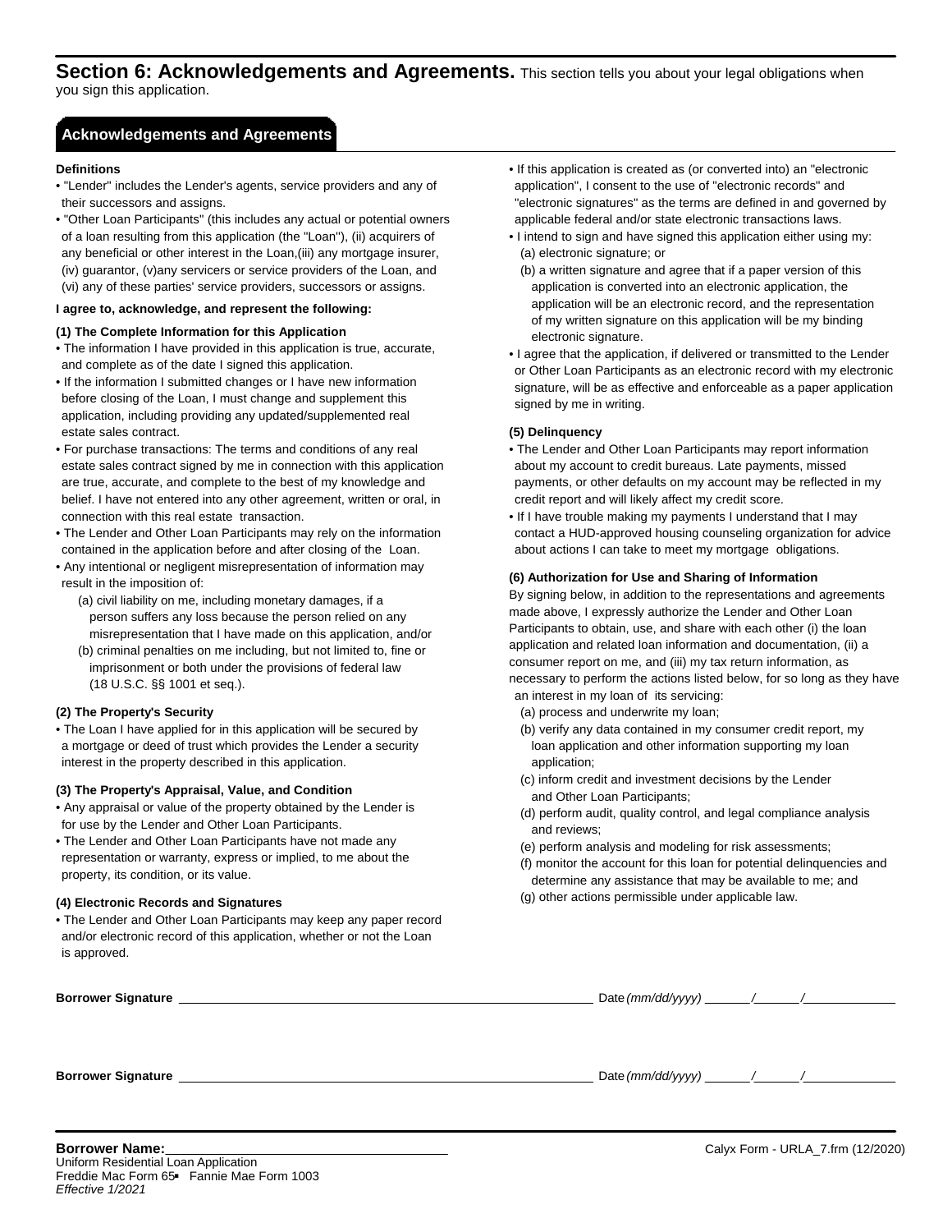## Section 6: Acknowledgements and Agreements.

This section tells you about your legal obligations when you sign this application.

### Acknowledgements and Agreements

**Definitions**

- "Lender" includes the Lender's agents, service providers and any of their successors and assigns.
- "Other Loan Participants" (this includes any actual or potential owners of a loan resulting from this application (the "Loan"), (ii) acquirers of any beneficial or other interest in the Loan,(iii) any mortgage insurer, (iv) guarantor, (v)any servicers or service providers of the Loan, and (vi) any of these parties' service providers, successors or assigns.

**I agree to, acknowledge, and represent the following:**

**(1) The Complete Information for this Application**

- The information I have provided in this application is true, accurate, and complete as of the date I signed this application.
- If the information I submitted changes or I have new information before closing of the Loan, I must change and supplement this application, including providing any updated/supplemented real estate sales contract.
- For purchase transactions: The terms and conditions of any real estate sales contract signed by me in connection with this application are true, accurate, and complete to the best of my knowledge and belief. I have not entered into any other agreement, written or oral, in connection with this real estate transaction.
- The Lender and Other Loan Participants may rely on the information contained in the application before and after closing of the Loan.
- Any intentional or negligent misrepresentation of information may result in the imposition of:
  - (a) civil liability on me, including monetary damages, if a person suffers any loss because the person relied on any misrepresentation that I have made on this application, and/or
  - (b) criminal penalties on me including, but not limited to, fine or imprisonment or both under the provisions of federal law (18 U.S.C. §§ 1001 et seq.).

**(2) The Property's Security**

- The Loan I have applied for in this application will be secured by a mortgage or deed of trust which provides the Lender a security interest in the property described in this application.

**(3) The Property's Appraisal, Value, and Condition**

- Any appraisal or value of the property obtained by the Lender is for use by the Lender and Other Loan Participants.
- The Lender and Other Loan Participants have not made any representation or warranty, express or implied, to me about the property, its condition, or its value.

**(4) Electronic Records and Signatures**

- The Lender and Other Loan Participants may keep any paper record and/or electronic record of this application, whether or not the Loan is approved.
- If this application is created as (or converted into) an "electronic application", I consent to the use of "electronic records" and "electronic signatures" as the terms are defined in and governed by applicable federal and/or state electronic transactions laws.
- I intend to sign and have signed this application either using my:
  - (a) electronic signature; or
  - (b) a written signature and agree that if a paper version of this application is converted into an electronic application, the application will be an electronic record, and the representation of my written signature on this application will be my binding electronic signature.
- I agree that the application, if delivered or transmitted to the Lender or Other Loan Participants as an electronic record with my electronic signature, will be as effective and enforceable as a paper application signed by me in writing.

**(5) Delinquency**

- The Lender and Other Loan Participants may report information about my account to credit bureaus. Late payments, missed payments, or other defaults on my account may be reflected in my credit report and will likely affect my credit score.
- If I have trouble making my payments I understand that I may contact a HUD-approved housing counseling organization for advice about actions I can take to meet my mortgage obligations.

**(6) Authorization for Use and Sharing of Information**

By signing below, in addition to the representations and agreements made above, I expressly authorize the Lender and Other Loan Participants to obtain, use, and share with each other (i) the loan application and related loan information and documentation, (ii) a consumer report on me, and (iii) my tax return information, as necessary to perform the actions listed below, for so long as they have an interest in my loan of its servicing:

- (a) process and underwrite my loan;
- (b) verify any data contained in my consumer credit report, my loan application and other information supporting my loan application;
- (c) inform credit and investment decisions by the Lender and Other Loan Participants;
- (d) perform audit, quality control, and legal compliance analysis and reviews;
- (e) perform analysis and modeling for risk assessments;
- (f) monitor the account for this loan for potential delinquencies and determine any assistance that may be available to me; and
- (g) other actions permissible under applicable law.

**Borrower Signature** ______________________________ Date *(mm/dd/yyyy)* ____/____/________

**Borrower Signature** ______________________________ Date *(mm/dd/yyyy)* ____/____/________

**Borrower Name:** ______________________________

Uniform Residential Loan Application
Freddie Mac Form 65 ▪ Fannie Mae Form 1003
*Effective 1/2021*

Calyx Form - URLA_7.frm (12/2020)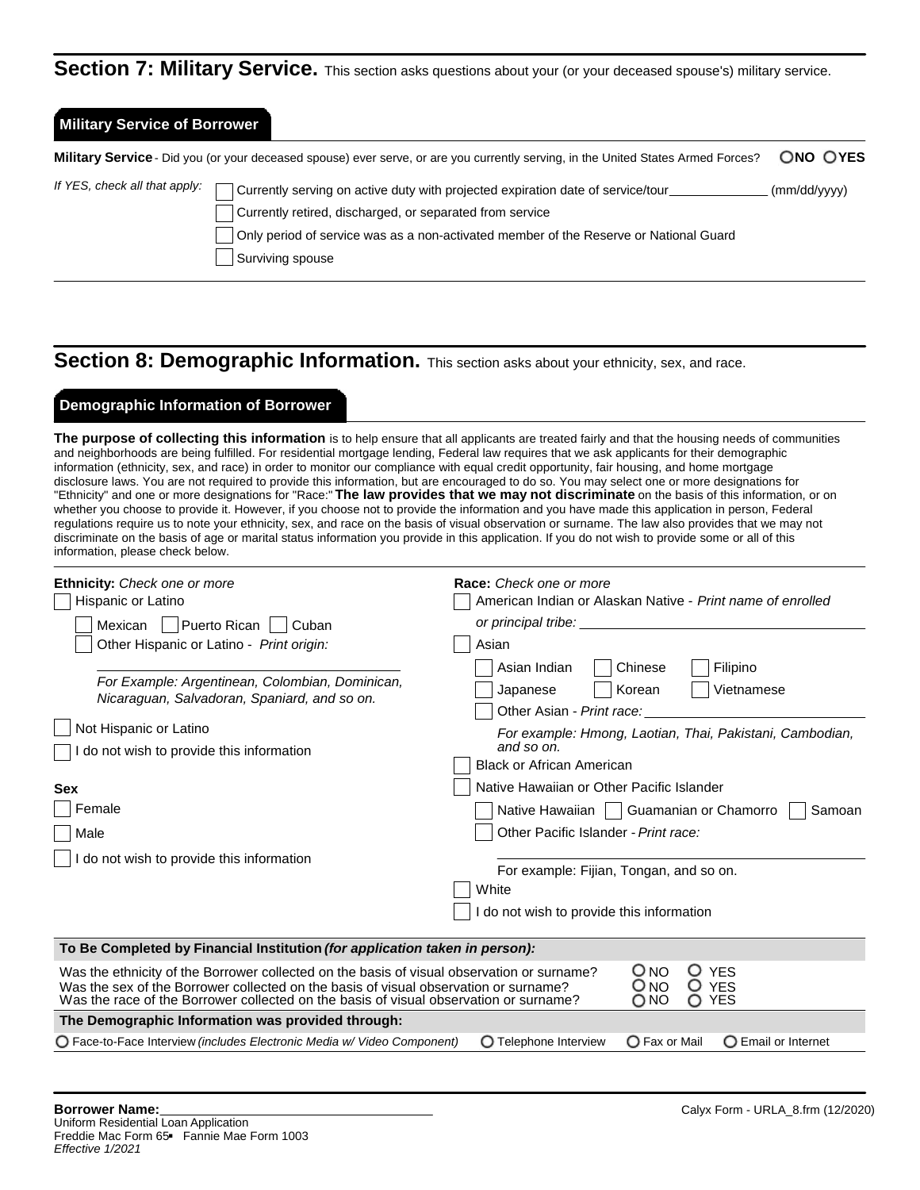## Section 7: Military Service. This section asks questions about your (or your deceased spouse's) military service.

### Military Service of Borrower

**Military Service** - Did you (or your deceased spouse) ever serve, or are you currently serving, in the United States Armed Forces? ○ **NO** ○ **YES**

*If YES, check all that apply:*

- ☐ Currently serving on active duty with projected expiration date of service/tour ______________ (mm/dd/yyyy)
- ☐ Currently retired, discharged, or separated from service
- ☐ Only period of service was as a non-activated member of the Reserve or National Guard
- ☐ Surviving spouse

## Section 8: Demographic Information. This section asks about your ethnicity, sex, and race.

### Demographic Information of Borrower

**The purpose of collecting this information** is to help ensure that all applicants are treated fairly and that the housing needs of communities and neighborhoods are being fulfilled. For residential mortgage lending, Federal law requires that we ask applicants for their demographic information (ethnicity, sex, and race) in order to monitor our compliance with equal credit opportunity, fair housing, and home mortgage disclosure laws. You are not required to provide this information, but are encouraged to do so. You may select one or more designations for "Ethnicity" and one or more designations for "Race:" **The law provides that we may not discriminate** on the basis of this information, or on whether you choose to provide it. However, if you choose not to provide the information and you have made this application in person, Federal regulations require us to note your ethnicity, sex, and race on the basis of visual observation or surname. The law also provides that we may not discriminate on the basis of age or marital status information you provide in this application. If you do not wish to provide some or all of this information, please check below.

**Ethnicity:** *Check one or more*

- ☐ Hispanic or Latino
  - ☐ Mexican ☐ Puerto Rican ☐ Cuban
  - ☐ Other Hispanic or Latino - *Print origin:*

    ______________________________

    *For Example: Argentinean, Colombian, Dominican, Nicaraguan, Salvadoran, Spaniard, and so on.*
- ☐ Not Hispanic or Latino
- ☐ I do not wish to provide this information

**Sex**

- ☐ Female
- ☐ Male
- ☐ I do not wish to provide this information

**Race:** *Check one or more*

- ☐ American Indian or Alaskan Native - *Print name of enrolled or principal tribe:* ______________________________
- ☐ Asian
  - ☐ Asian Indian ☐ Chinese ☐ Filipino
  - ☐ Japanese ☐ Korean ☐ Vietnamese
  - ☐ Other Asian - *Print race:* ______________________________

    *For example: Hmong, Laotian, Thai, Pakistani, Cambodian, and so on.*
- ☐ Black or African American
- ☐ Native Hawaiian or Other Pacific Islander
  - ☐ Native Hawaiian ☐ Guamanian or Chamorro ☐ Samoan
  - ☐ Other Pacific Islander - *Print race:*

    ______________________________

    For example: Fijian, Tongan, and so on.
- ☐ White
- ☐ I do not wish to provide this information

**To Be Completed by Financial Institution *(for application taken in person):***

| | | |
|---|---|---|
| Was the ethnicity of the Borrower collected on the basis of visual observation or surname? | ○ NO | ○ YES |
| Was the sex of the Borrower collected on the basis of visual observation or surname? | ○ NO | ○ YES |
| Was the race of the Borrower collected on the basis of visual observation or surname? | ○ NO | ○ YES |

**The Demographic Information was provided through:**

○ Face-to-Face Interview *(includes Electronic Media w/ Video Component)* ○ Telephone Interview ○ Fax or Mail ○ Email or Internet

**Borrower Name:**______________________________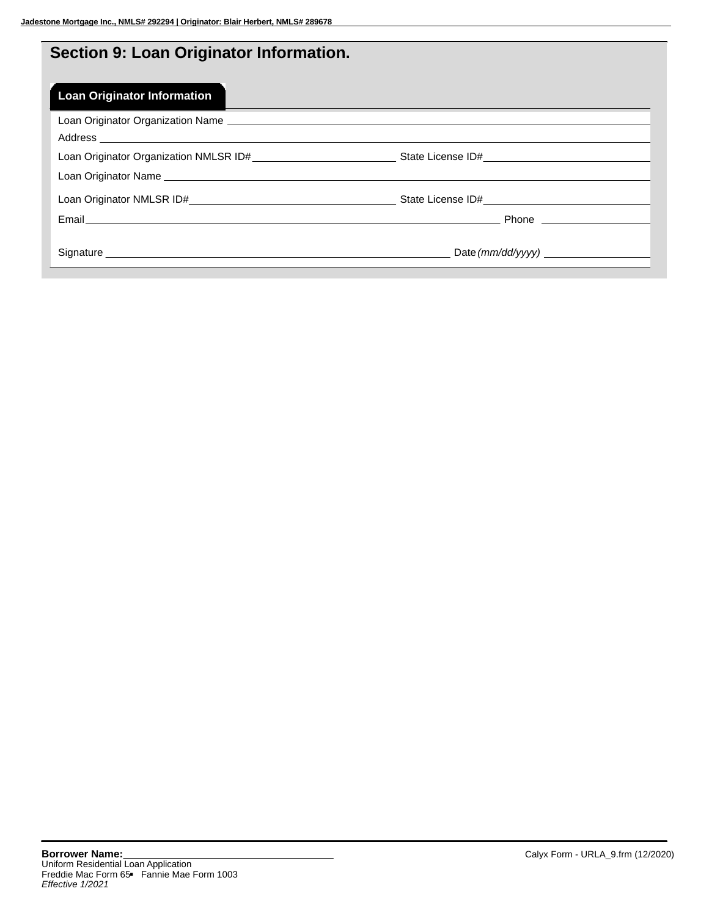## Section 9: Loan Originator Information.

### Loan Originator Information

Loan Originator Organization Name ______________________________

Address ______________________________

Loan Originator Organization NMLSR ID# ______________ State License ID# ______________

Loan Originator Name ______________________________

Loan Originator NMLSR ID# ______________ State License ID# ______________

Email ______________________________ Phone ______________

Signature ______________________________ Date *(mm/dd/yyyy)* ______________

**Borrower Name:** ______________________________

Uniform Residential Loan Application
Freddie Mac Form 65 ▪ Fannie Mae Form 1003
*Effective 1/2021*

Calyx Form - URLA_9.frm (12/2020)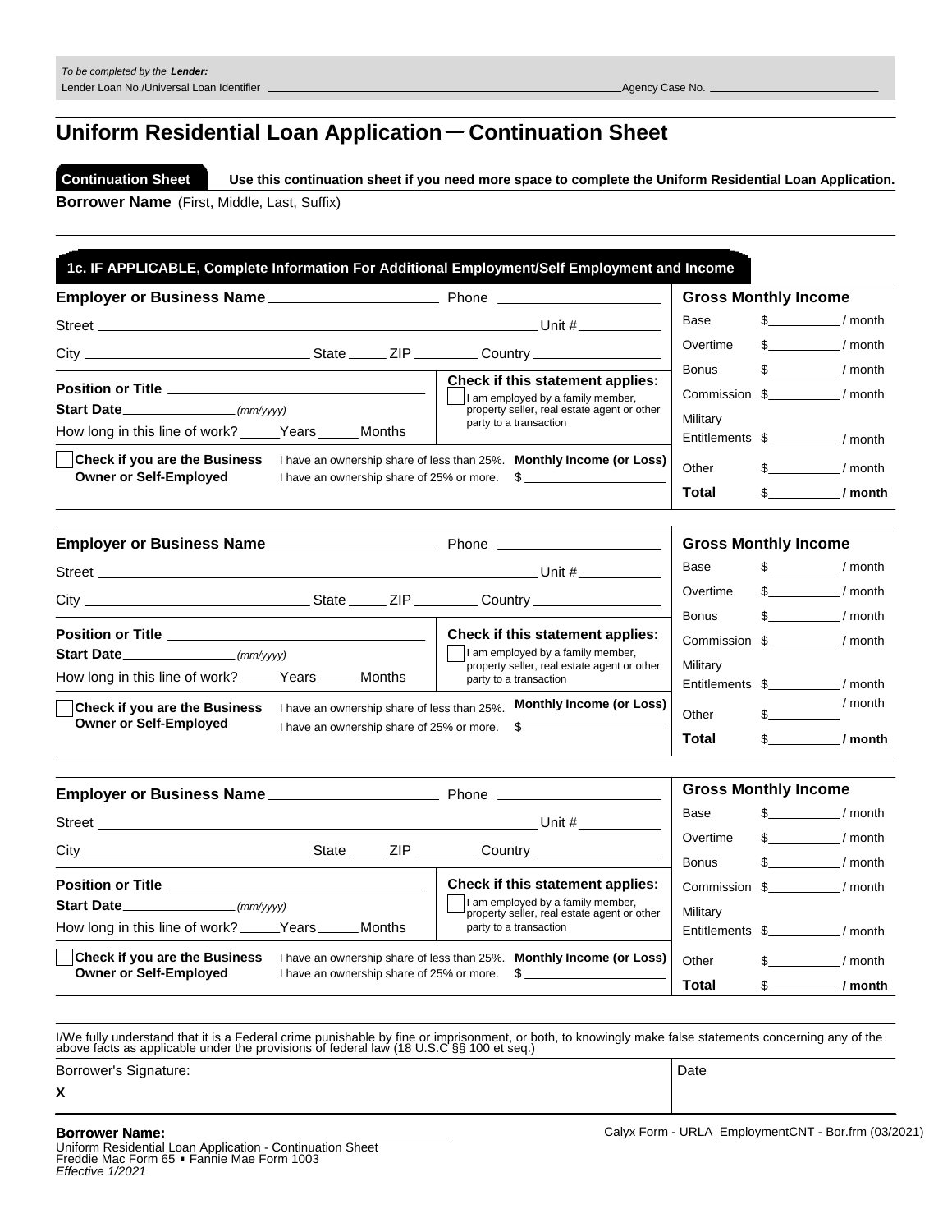*To be completed by the* ***Lender:***
Lender Loan No./Universal Loan Identifier ______________________ Agency Case No. ______________

# Uniform Residential Loan Application – Continuation Sheet

**Continuation Sheet** **Use this continuation sheet if you need more space to complete the Uniform Residential Loan Application.**

**Borrower Name** (First, Middle, Last, Suffix)

______________________________________________

## 1c. IF APPLICABLE, Complete Information For Additional Employment/Self Employment and Income

**Employer or Business Name** ____________________ Phone ____________________

Street ________________________________________ Unit # __________

City ____________________ State _____ ZIP ________ Country ________________

**Position or Title** ______________________________

**Start Date** ______________ *(mm/yyyy)*

How long in this line of work? _____Years _____Months

**Check if this statement applies:**
☐ I am employed by a family member, property seller, real estate agent or other party to a transaction

☐ **Check if you are the Business Owner or Self-Employed**
I have an ownership share of less than 25%.
I have an ownership share of 25% or more.

**Monthly Income (or Loss)** $ ________________

**Gross Monthly Income**

| | |
|---|---|
| Base | $__________ / month |
| Overtime | $__________ / month |
| Bonus | $__________ / month |
| Commission | $__________ / month |
| Military Entitlements | $__________ / month |
| Other | $__________ / month |
| **Total** | $__________ **/ month** |

---

**Employer or Business Name** ____________________ Phone ____________________

Street ________________________________________ Unit # __________

City ____________________ State _____ ZIP ________ Country ________________

**Position or Title** ______________________________

**Start Date** ______________ *(mm/yyyy)*

How long in this line of work? _____Years _____Months

**Check if this statement applies:**
☐ I am employed by a family member, property seller, real estate agent or other party to a transaction

☐ **Check if you are the Business Owner or Self-Employed**
I have an ownership share of less than 25%.
I have an ownership share of 25% or more.

**Monthly Income (or Loss)** $ ________________

**Gross Monthly Income**

| | |
|---|---|
| Base | $__________ / month |
| Overtime | $__________ / month |
| Bonus | $__________ / month |
| Commission | $__________ / month |
| Military Entitlements | $__________ / month |
| Other | $__________ / month |
| **Total** | $__________ **/ month** |

---

**Employer or Business Name** ____________________ Phone ____________________

Street ________________________________________ Unit # __________

City ____________________ State _____ ZIP ________ Country ________________

**Position or Title** ______________________________

**Start Date** ______________ *(mm/yyyy)*

How long in this line of work? _____Years _____Months

**Check if this statement applies:**
☐ I am employed by a family member, property seller, real estate agent or other party to a transaction

☐ **Check if you are the Business Owner or Self-Employed**
I have an ownership share of less than 25%.
I have an ownership share of 25% or more.

**Monthly Income (or Loss)** $ ________________

**Gross Monthly Income**

| | |
|---|---|
| Base | $__________ / month |
| Overtime | $__________ / month |
| Bonus | $__________ / month |
| Commission | $__________ / month |
| Military Entitlements | $__________ / month |
| Other | $__________ / month |
| **Total** | $__________ **/ month** |

---

I/We fully understand that it is a Federal crime punishable by fine or imprisonment, or both, to knowingly make false statements concerning any of the above facts as applicable under the provisions of federal law (18 U.S.C §§ 100 et seq.)

| Borrower's Signature: | Date |
|---|---|
| **X** | |

**Borrower Name:** ______________________________

Uniform Residential Loan Application - Continuation Sheet
Freddie Mac Form 65 ▪ Fannie Mae Form 1003
*Effective 1/2021*

Calyx Form - URLA_EmploymentCNT - Bor.frm (03/2021)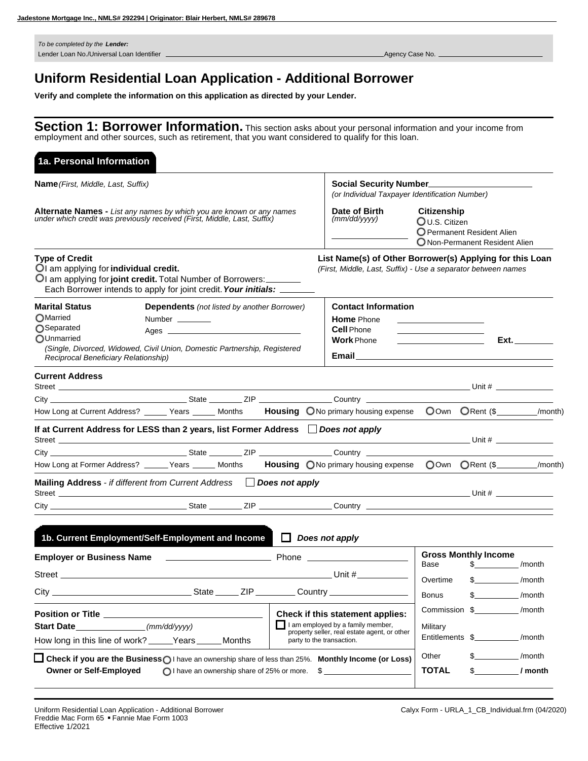**Jadestone Mortgage Inc., NMLS# 292294 | Originator: Blair Herbert, NMLS# 289678**

*To be completed by the* ***Lender:***
Lender Loan No./Universal Loan Identifier ______________________ Agency Case No. ______________________

# Uniform Residential Loan Application - Additional Borrower

**Verify and complete the information on this application as directed by your Lender.**

## Section 1: Borrower Information.

This section asks about your personal information and your income from employment and other sources, such as retirement, that you want considered to qualify for this loan.

### 1a. Personal Information

**Name** *(First, Middle, Last, Suffix)*

**Social Security Number** ______________________
*(or Individual Taxpayer Identification Number)*

**Alternate Names -** *List any names by which you are known or any names under which credit was previously received (First, Middle, Last, Suffix)*

**Date of Birth** *(mm/dd/yyyy)* ______________

**Citizenship**
- ○ U.S. Citizen
- ○ Permanent Resident Alien
- ○ Non-Permanent Resident Alien

**Type of Credit**
- ○ I am applying for **individual credit.**
- ○ I am applying for **joint credit.** Total Number of Borrowers: ________
  Each Borrower intends to apply for joint credit. ***Your initials:*** ________

**List Name(s) of Other Borrower(s) Applying for this Loan**
*(First, Middle, Last, Suffix) - Use a separator between names*

**Marital Status**
- ○ Married
- ○ Separated
- ○ Unmarried
  *(Single, Divorced, Widowed, Civil Union, Domestic Partnership, Registered Reciprocal Beneficiary Relationship)*

**Dependents** *(not listed by another Borrower)*
Number ________
Ages ______________________

**Contact Information**
**Home** Phone ______________________
**Cell** Phone ______________________
**Work** Phone ______________________ **Ext.** ________
**Email** ______________________

**Current Address**
Street ______________________ Unit # ______________
City ______________ State ________ ZIP ________ Country ______________
How Long at Current Address? _____ Years _____ Months **Housing** ○ No primary housing expense ○ Own ○ Rent ($________/month)

**If at Current Address for LESS than 2 years, list Former Address** ☐ ***Does not apply***
Street ______________________ Unit # ______________
City ______________ State ________ ZIP ________ Country ______________
How Long at Former Address? _____ Years _____ Months **Housing** ○ No primary housing expense ○ Own ○ Rent ($________/month)

**Mailing Address** - *if different from Current Address* ☐ ***Does not apply***
Street ______________________ Unit # ______________
City ______________ State ________ ZIP ________ Country ______________

### 1b. Current Employment/Self-Employment and Income ☐ *Does not apply*

**Employer or Business Name** ______________________ Phone ______________________
Street ______________________ Unit # ___________
City ______________ State _____ ZIP ________ Country ______________

**Position or Title** ______________________
**Start Date** ______________ *(mm/dd/yyyy)*
How long in this line of work? _____ Years _____ Months

**Check if this statement applies:**
☐ I am employed by a family member, property seller, real estate agent, or other party to the transaction.

☐ **Check if you are the Business Owner or Self-Employed**
- ○ I have an ownership share of less than 25%.
- ○ I have an ownership share of 25% or more.

**Monthly Income (or Loss)** $ ______________________

**Gross Monthly Income**

| | | |
|---|---|---|
| Base | $__________ | /month |
| Overtime | $__________ | /month |
| Bonus | $__________ | /month |
| Commission | $__________ | /month |
| Military Entitlements | $__________ | /month |
| Other | $__________ | /month |
| **TOTAL** | $__________ | **/ month** |

Uniform Residential Loan Application - Additional Borrower
Freddie Mac Form 65 ▪ Fannie Mae Form 1003
Effective 1/2021

Calyx Form - URLA_1_CB_Individual.frm (04/2020)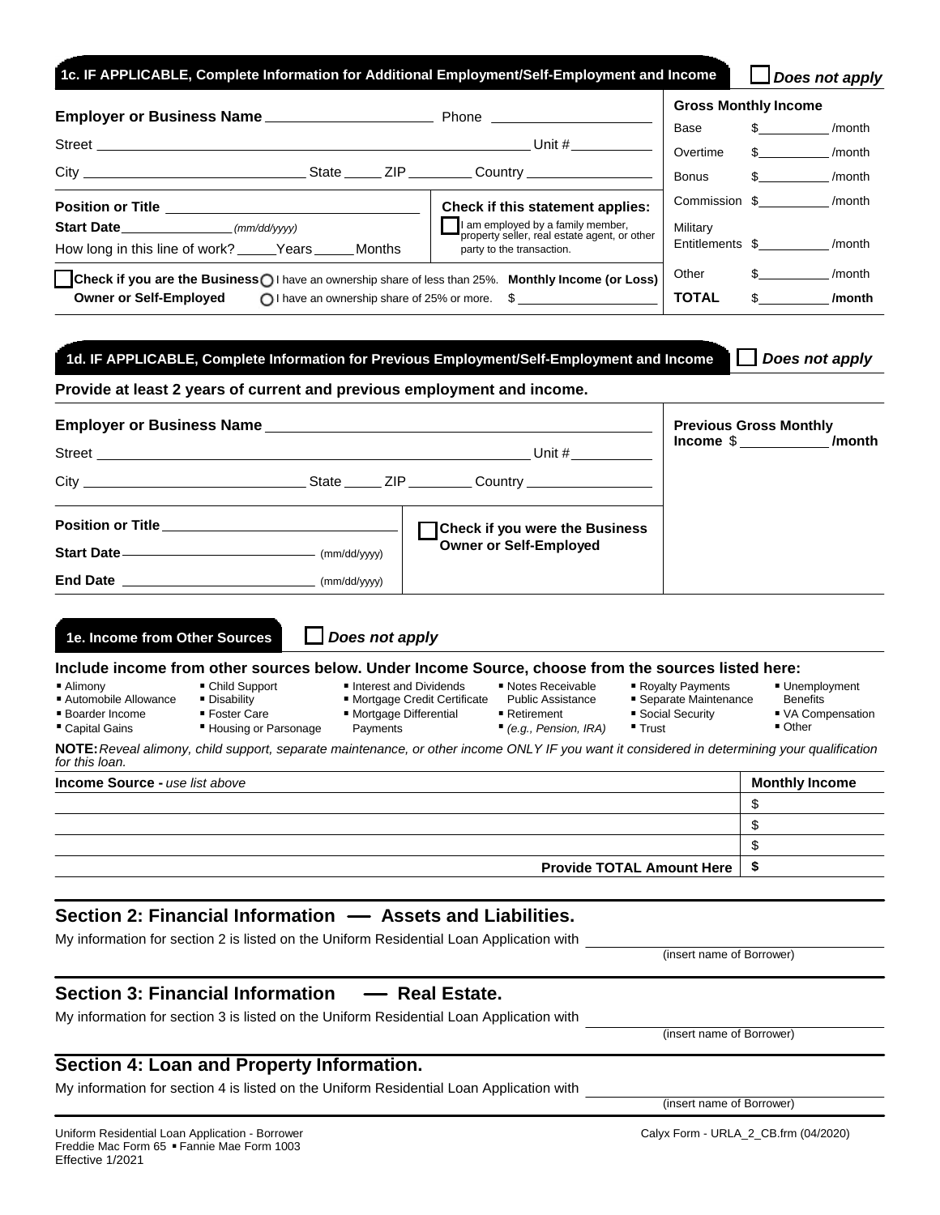## 1c. IF APPLICABLE, Complete Information for Additional Employment/Self-Employment and Income

☐ *Does not apply*

**Employer or Business Name** ____________________ Phone ____________________

Street ____________________________________________ Unit # __________

City ____________________________ State _____ ZIP ________ Country ________________

**Position or Title** ______________________________

**Start Date** ______________ *(mm/dd/yyyy)*

How long in this line of work? _____Years _____Months

**Check if this statement applies:**

☐ I am employed by a family member, property seller, real estate agent, or other party to the transaction.

☐ **Check if you are the Business Owner or Self-Employed**

◯ I have an ownership share of less than 25%.

◯ I have an ownership share of 25% or more.

**Monthly Income (or Loss)** $ ____________________

**Gross Monthly Income**

| | | |
|---|---|---|
| Base | $__________ | /month |
| Overtime | $__________ | /month |
| Bonus | $__________ | /month |
| Commission | $__________ | /month |
| Military Entitlements | $__________ | /month |
| Other | $__________ | /month |
| **TOTAL** | $__________ | **/month** |

## 1d. IF APPLICABLE, Complete Information for Previous Employment/Self-Employment and Income

☐ *Does not apply*

**Provide at least 2 years of current and previous employment and income.**

**Employer or Business Name** ____________________________________________

Street ____________________________________________ Unit # __________

City ____________________________ State _____ ZIP ________ Country ________________

**Position or Title** ______________________________

**Start Date** ______________________ (mm/dd/yyyy)

**End Date** ______________________ (mm/dd/yyyy)

☐ **Check if you were the Business Owner or Self-Employed**

**Previous Gross Monthly Income** $ ___________ **/month**

## 1e. Income from Other Sources

☐ *Does not apply*

**Include income from other sources below. Under Income Source, choose from the sources listed here:**

- Alimony
- Automobile Allowance
- Boarder Income
- Capital Gains
- Child Support
- Disability
- Foster Care
- Housing or Parsonage
- Interest and Dividends
- Mortgage Credit Certificate
- Mortgage Differential Payments
- Notes Receivable
- Public Assistance
- Retirement *(e.g., Pension, IRA)*
- Royalty Payments
- Separate Maintenance
- Social Security
- Trust
- Unemployment Benefits
- VA Compensation
- Other

**NOTE:** *Reveal alimony, child support, separate maintenance, or other income ONLY IF you want it considered in determining your qualification for this loan.*

| **Income Source -** *use list above* | **Monthly Income** |
|---|---|
| | $ |
| | $ |
| | $ |
| **Provide TOTAL Amount Here** | **$** |

## Section 2: Financial Information — Assets and Liabilities.

My information for section 2 is listed on the Uniform Residential Loan Application with ____________________ (insert name of Borrower)

## Section 3: Financial Information — Real Estate.

My information for section 3 is listed on the Uniform Residential Loan Application with ____________________ (insert name of Borrower)

## Section 4: Loan and Property Information.

My information for section 4 is listed on the Uniform Residential Loan Application with ____________________ (insert name of Borrower)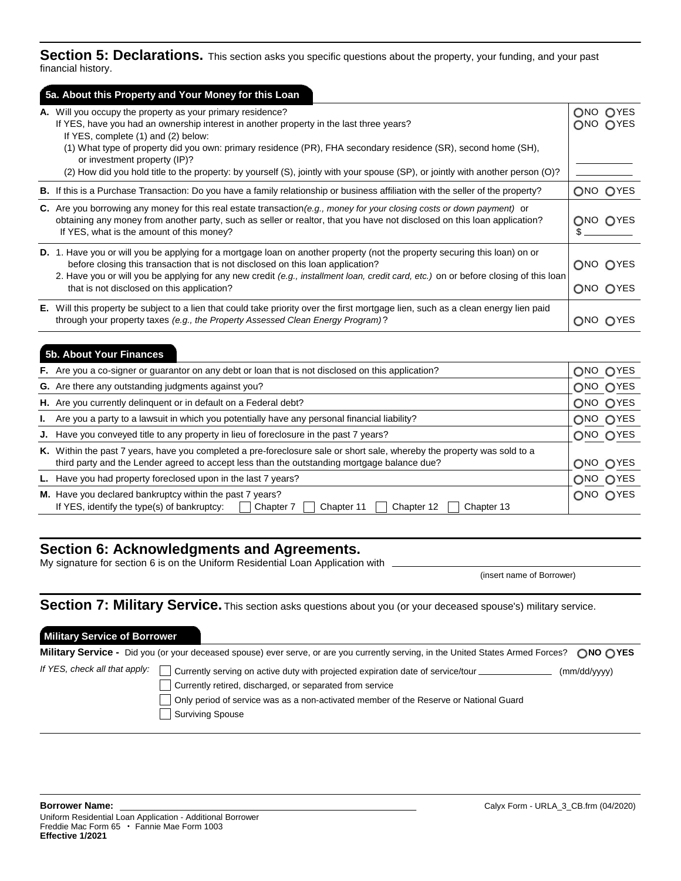## Section 5: Declarations.

This section asks you specific questions about the property, your funding, and your past financial history.

### 5a. About this Property and Your Money for this Loan

| Question | Answer |
|---|---|
| **A.** Will you occupy the property as your primary residence?<br>If YES, have you had an ownership interest in another property in the last three years?<br>If YES, complete (1) and (2) below:<br>(1) What type of property did you own: primary residence (PR), FHA secondary residence (SR), second home (SH), or investment property (IP)?<br>(2) How did you hold title to the property: by yourself (S), jointly with your spouse (SP), or jointly with another person (O)? | ○NO ○YES<br>○NO ○YES<br>\_\_\_\_\_\_\_\_<br>\_\_\_\_\_\_\_\_ |
| **B.** If this is a Purchase Transaction: Do you have a family relationship or business affiliation with the seller of the property? | ○NO ○YES |
| **C.** Are you borrowing any money for this real estate transaction *(e.g., money for your closing costs or down payment)* or obtaining any money from another party, such as seller or realtor, that you have not disclosed on this loan application?<br>If YES, what is the amount of this money? | ○NO ○YES<br>$ \_\_\_\_\_\_\_\_ |
| **D.** 1. Have you or will you be applying for a mortgage loan on another property (not the property securing this loan) on or before closing this transaction that is not disclosed on this loan application?<br>2. Have you or will you be applying for any new credit *(e.g., installment loan, credit card, etc.)* on or before closing of this loan that is not disclosed on this application? | ○NO ○YES<br>○NO ○YES |
| **E.** Will this property be subject to a lien that could take priority over the first mortgage lien, such as a clean energy lien paid through your property taxes *(e.g., the Property Assessed Clean Energy Program)*? | ○NO ○YES |

### 5b. About Your Finances

| Question | Answer |
|---|---|
| **F.** Are you a co-signer or guarantor on any debt or loan that is not disclosed on this application? | ○NO ○YES |
| **G.** Are there any outstanding judgments against you? | ○NO ○YES |
| **H.** Are you currently delinquent or in default on a Federal debt? | ○NO ○YES |
| **I.** Are you a party to a lawsuit in which you potentially have any personal financial liability? | ○NO ○YES |
| **J.** Have you conveyed title to any property in lieu of foreclosure in the past 7 years? | ○NO ○YES |
| **K.** Within the past 7 years, have you completed a pre-foreclosure sale or short sale, whereby the property was sold to a third party and the Lender agreed to accept less than the outstanding mortgage balance due? | ○NO ○YES |
| **L.** Have you had property foreclosed upon in the last 7 years? | ○NO ○YES |
| **M.** Have you declared bankruptcy within the past 7 years?<br>If YES, identify the type(s) of bankruptcy: ☐ Chapter 7 ☐ Chapter 11 ☐ Chapter 12 ☐ Chapter 13 | ○NO ○YES |

## Section 6: Acknowledgments and Agreements.

My signature for section 6 is on the Uniform Residential Loan Application with \_\_\_\_\_\_\_\_\_\_\_\_\_\_\_\_\_\_\_\_
(insert name of Borrower)

## Section 7: Military Service.

This section asks questions about you (or your deceased spouse's) military service.

### Military Service of Borrower

**Military Service -** Did you (or your deceased spouse) ever serve, or are you currently serving, in the United States Armed Forces? ○**NO** ○**YES**

*If YES, check all that apply:*

☐ Currently serving on active duty with projected expiration date of service/tour \_\_\_\_\_\_\_\_\_\_ (mm/dd/yyyy)
☐ Currently retired, discharged, or separated from service
☐ Only period of service was as a non-activated member of the Reserve or National Guard
☐ Surviving Spouse

**Borrower Name:** \_\_\_\_\_\_\_\_\_\_\_\_\_\_\_\_\_\_\_\_

Calyx Form - URLA_3_CB.frm (04/2020)

Uniform Residential Loan Application - Additional Borrower
Freddie Mac Form 65 • Fannie Mae Form 1003
**Effective 1/2021**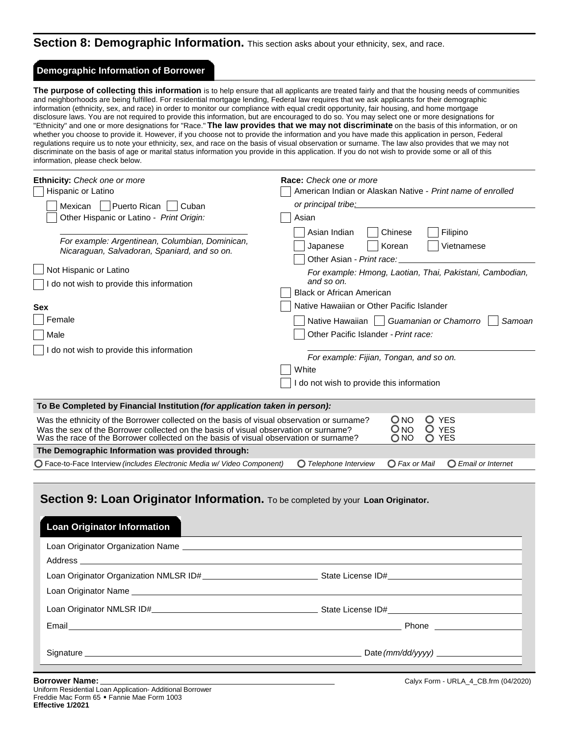## Section 8: Demographic Information. This section asks about your ethnicity, sex, and race.

### Demographic Information of Borrower

**The purpose of collecting this information** is to help ensure that all applicants are treated fairly and that the housing needs of communities and neighborhoods are being fulfilled. For residential mortgage lending, Federal law requires that we ask applicants for their demographic information (ethnicity, sex, and race) in order to monitor our compliance with equal credit opportunity, fair housing, and home mortgage disclosure laws. You are not required to provide this information, but are encouraged to do so. You may select one or more designations for "Ethnicity" and one or more designations for "Race." **The law provides that we may not discriminate** on the basis of this information, or on whether you choose to provide it. However, if you choose not to provide the information and you have made this application in person, Federal regulations require us to note your ethnicity, sex, and race on the basis of visual observation or surname. The law also provides that we may not discriminate on the basis of age or marital status information you provide in this application. If you do not wish to provide some or all of this information, please check below.

**Ethnicity:** *Check one or more*

- ☐ Hispanic or Latino
  - ☐ Mexican ☐ Puerto Rican ☐ Cuban
  - ☐ Other Hispanic or Latino - *Print Origin:* ____________________

    *For example: Argentinean, Columbian, Dominican, Nicaraguan, Salvadoran, Spaniard, and so on.*
- ☐ Not Hispanic or Latino
- ☐ I do not wish to provide this information

**Sex**

- ☐ Female
- ☐ Male
- ☐ I do not wish to provide this information

**Race:** *Check one or more*

- ☐ American Indian or Alaskan Native - *Print name of enrolled or principal tribe:* ____________________
- ☐ Asian
  - ☐ Asian Indian ☐ Chinese ☐ Filipino
  - ☐ Japanese ☐ Korean ☐ Vietnamese
  - ☐ Other Asian - *Print race:* ____________________

    *For example: Hmong, Laotian, Thai, Pakistani, Cambodian, and so on.*
- ☐ Black or African American
- ☐ Native Hawaiian or Other Pacific Islander
  - ☐ Native Hawaiian ☐ *Guamanian or Chamorro* ☐ *Samoan*
  - ☐ Other Pacific Islander - *Print race:* ____________________

    *For example: Fijian, Tongan, and so on.*
- ☐ White
- ☐ I do not wish to provide this information

**To Be Completed by Financial Institution** ***(for application taken in person):***

| | | |
|---|---|---|
| Was the ethnicity of the Borrower collected on the basis of visual observation or surname? | ○ NO | ○ YES |
| Was the sex of the Borrower collected on the basis of visual observation or surname? | ○ NO | ○ YES |
| Was the race of the Borrower collected on the basis of visual observation or surname? | ○ NO | ○ YES |

**The Demographic Information was provided through:**

○ Face-to-Face Interview *(includes Electronic Media w/ Video Component)* ○ *Telephone Interview* ○ *Fax or Mail* ○ *Email or Internet*

## Section 9: Loan Originator Information. To be completed by your **Loan Originator.**

### Loan Originator Information

Loan Originator Organization Name ____________________

Address ____________________

Loan Originator Organization NMLSR ID# ____________________ State License ID# ____________________

Loan Originator Name ____________________

Loan Originator NMLSR ID# ____________________ State License ID# ____________________

Email ____________________ Phone ____________________

Signature ____________________ Date *(mm/dd/yyyy)* ____________________

**Borrower Name:** ____________________

Calyx Form - URLA_4_CB.frm (04/2020)

Uniform Residential Loan Application- Additional Borrower
Freddie Mac Form 65 ▪ Fannie Mae Form 1003
**Effective 1/2021**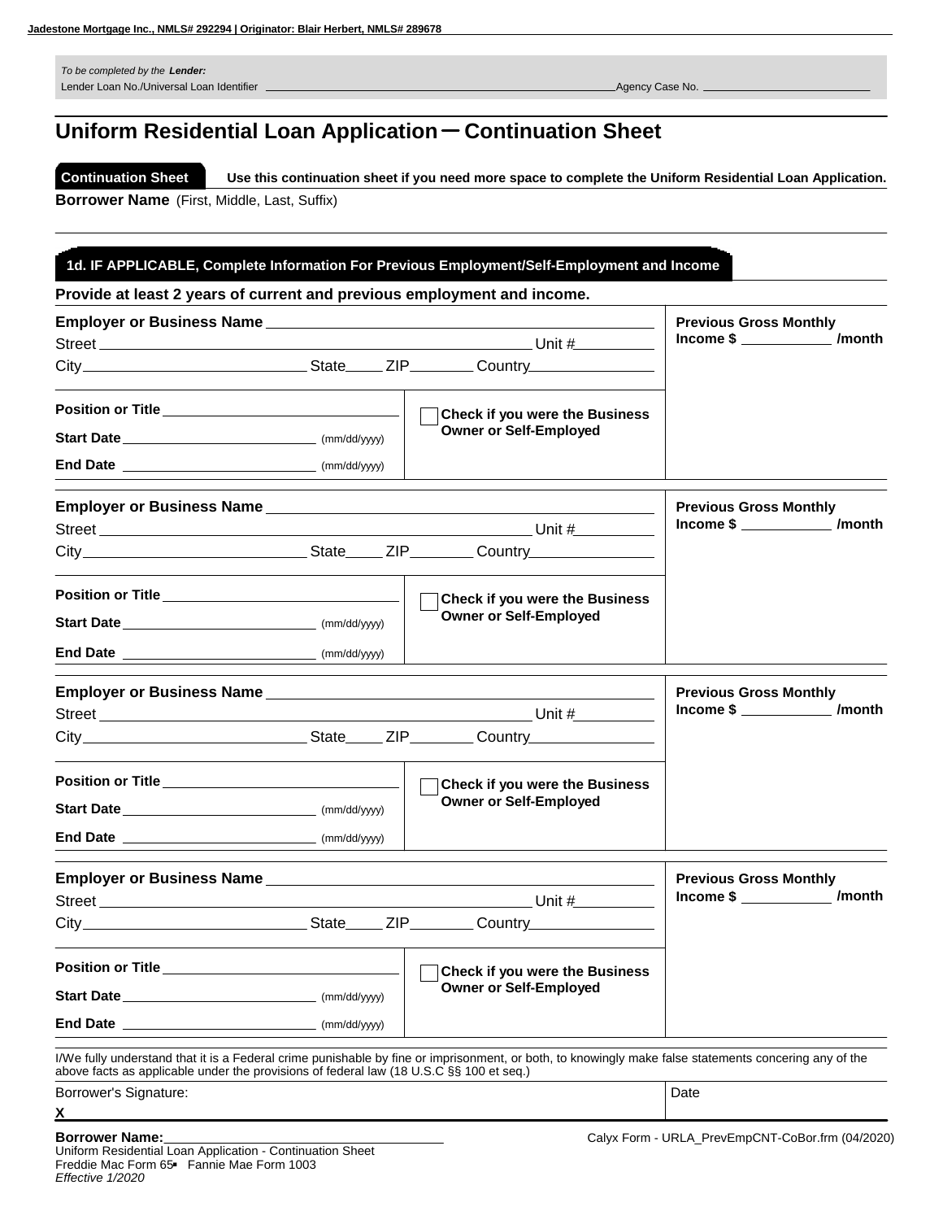Jadestone Mortgage Inc., NMLS# 292294 | Originator: Blair Herbert, NMLS# 289678

*To be completed by the* ***Lender:***
Lender Loan No./Universal Loan Identifier ______________________ Agency Case No. ______________

# Uniform Residential Loan Application – Continuation Sheet

**Continuation Sheet** **Use this continuation sheet if you need more space to complete the Uniform Residential Loan Application.**

**Borrower Name** (First, Middle, Last, Suffix)

## 1d. IF APPLICABLE, Complete Information For Previous Employment/Self-Employment and Income

**Provide at least 2 years of current and previous employment and income.**

**Employer or Business Name** ______________________
Street ______________________ Unit # ________
City ______________ State ____ ZIP ______ Country ____________

**Position or Title** ______________________
**Start Date** ______________ (mm/dd/yyyy)
**End Date** ______________ (mm/dd/yyyy)

☐ **Check if you were the Business Owner or Self-Employed**

**Previous Gross Monthly Income $** __________ **/month**

---

**Employer or Business Name** ______________________
Street ______________________ Unit # ________
City ______________ State ____ ZIP ______ Country ____________

**Position or Title** ______________________
**Start Date** ______________ (mm/dd/yyyy)
**End Date** ______________ (mm/dd/yyyy)

☐ **Check if you were the Business Owner or Self-Employed**

**Previous Gross Monthly Income $** __________ **/month**

---

**Employer or Business Name** ______________________
Street ______________________ Unit # ________
City ______________ State ____ ZIP ______ Country ____________

**Position or Title** ______________________
**Start Date** ______________ (mm/dd/yyyy)
**End Date** ______________ (mm/dd/yyyy)

☐ **Check if you were the Business Owner or Self-Employed**

**Previous Gross Monthly Income $** __________ **/month**

---

**Employer or Business Name** ______________________
Street ______________________ Unit # ________
City ______________ State ____ ZIP ______ Country ____________

**Position or Title** ______________________
**Start Date** ______________ (mm/dd/yyyy)
**End Date** ______________ (mm/dd/yyyy)

☐ **Check if you were the Business Owner or Self-Employed**

**Previous Gross Monthly Income $** __________ **/month**

---

I/We fully understand that it is a Federal crime punishable by fine or imprisonment, or both, to knowingly make false statements concering any of the above facts as applicable under the provisions of federal law (18 U.S.C §§ 100 et seq.)

| Borrower's Signature: | Date |
|---|---|
| X | |

**Borrower Name:** ______________________

Uniform Residential Loan Application - Continuation Sheet
Freddie Mac Form 65 ▪ Fannie Mae Form 1003
*Effective 1/2020*

Calyx Form - URLA_PrevEmpCNT-CoBor.frm (04/2020)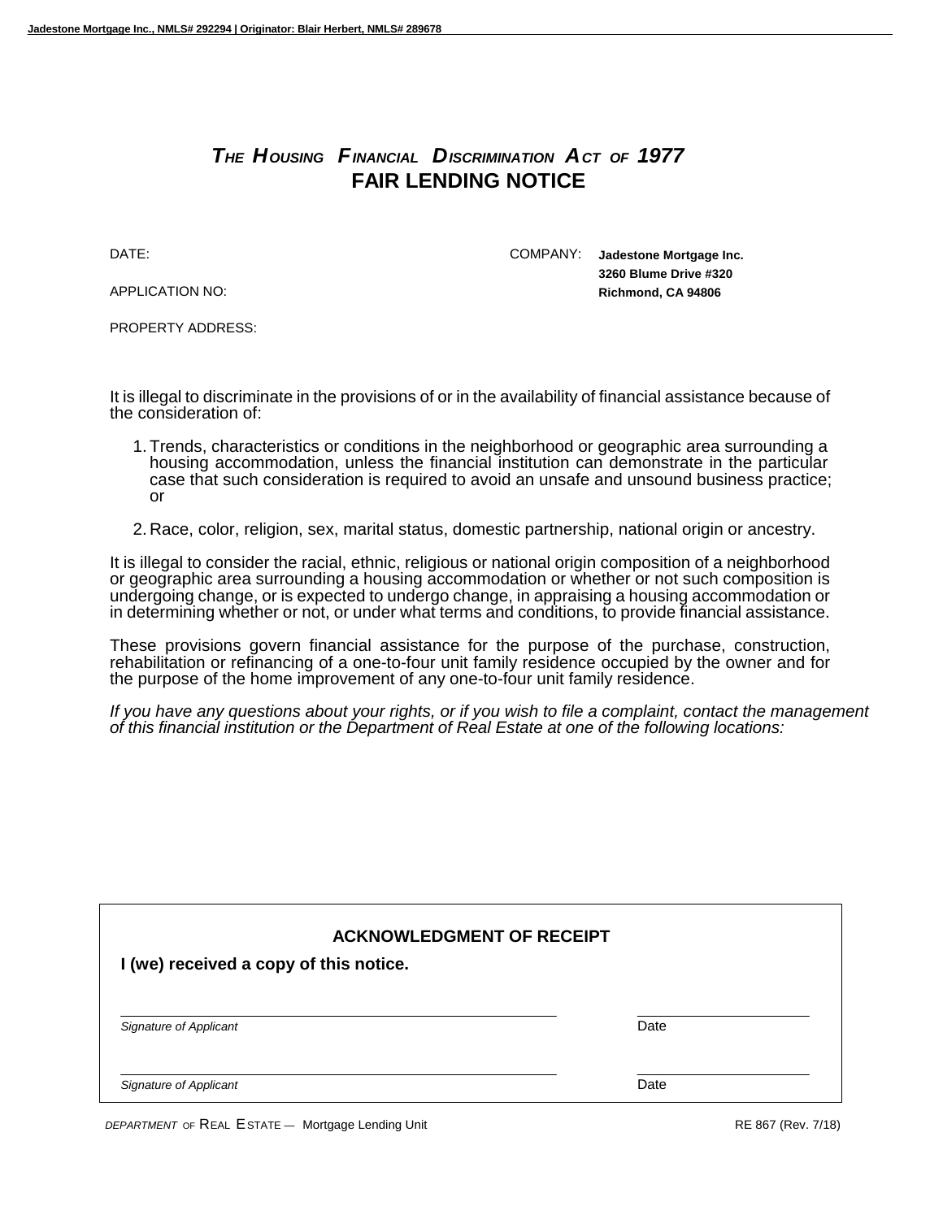# *THE HOUSING FINANCIAL DISCRIMINATION ACT OF 1977*
## FAIR LENDING NOTICE

DATE:

APPLICATION NO:

PROPERTY ADDRESS:

COMPANY: **Jadestone Mortgage Inc.**
**3260 Blume Drive #320**
**Richmond, CA 94806**

It is illegal to discriminate in the provisions of or in the availability of financial assistance because of the consideration of:

1. Trends, characteristics or conditions in the neighborhood or geographic area surrounding a housing accommodation, unless the financial institution can demonstrate in the particular case that such consideration is required to avoid an unsafe and unsound business practice; or

2. Race, color, religion, sex, marital status, domestic partnership, national origin or ancestry.

It is illegal to consider the racial, ethnic, religious or national origin composition of a neighborhood or geographic area surrounding a housing accommodation or whether or not such composition is undergoing change, or is expected to undergo change, in appraising a housing accommodation or in determining whether or not, or under what terms and conditions, to provide financial assistance.

These provisions govern financial assistance for the purpose of the purchase, construction, rehabilitation or refinancing of a one-to-four unit family residence occupied by the owner and for the purpose of the home improvement of any one-to-four unit family residence.

*If you have any questions about your rights, or if you wish to file a complaint, contact the management of this financial institution or the Department of Real Estate at one of the following locations:*

### ACKNOWLEDGMENT OF RECEIPT

**I (we) received a copy of this notice.**

_______________________________ _______________
*Signature of Applicant* Date

_______________________________ _______________
*Signature of Applicant* Date

*DEPARTMENT OF* REAL ESTATE — Mortgage Lending Unit RE 867 (Rev. 7/18)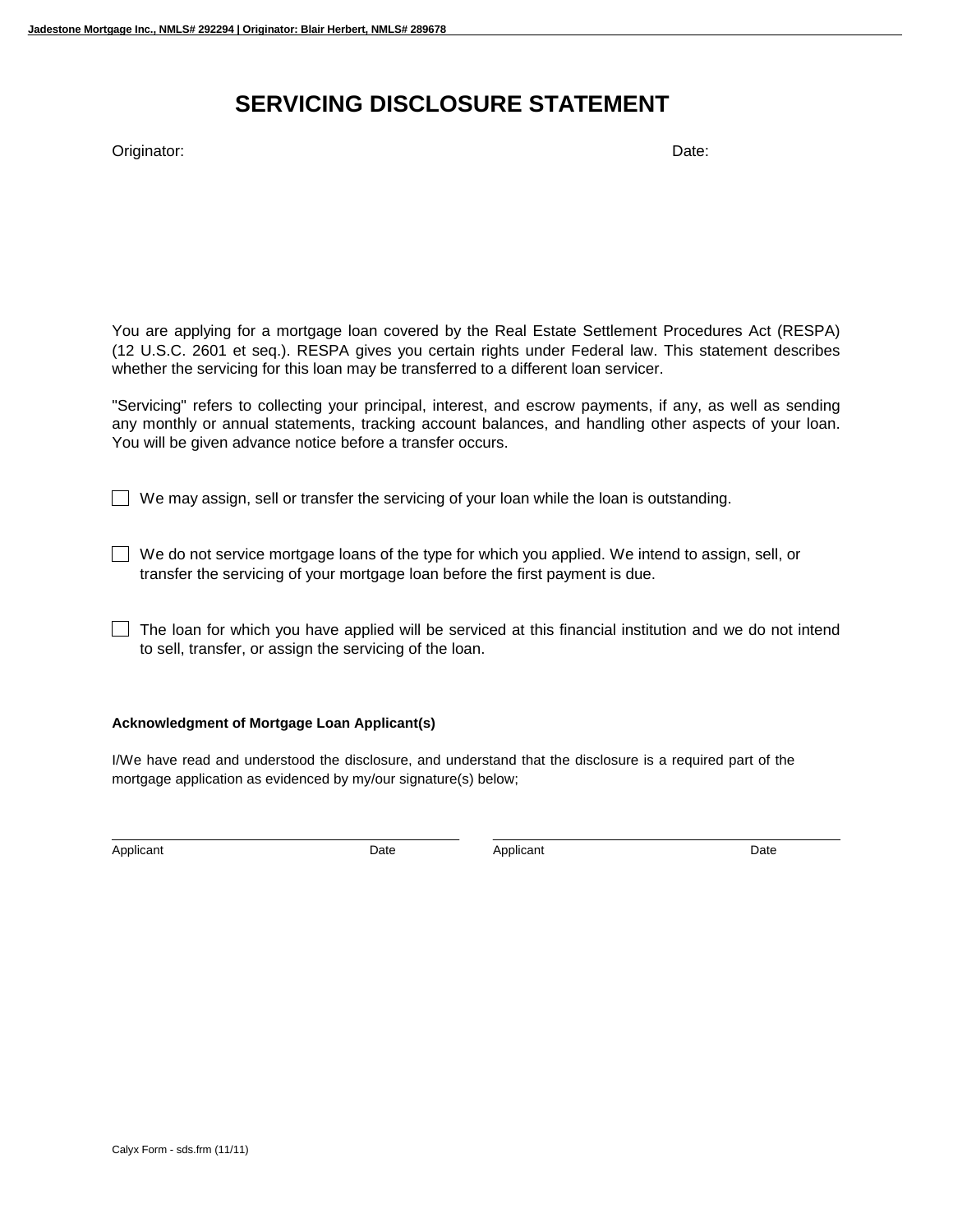# SERVICING DISCLOSURE STATEMENT

Originator: Date:

You are applying for a mortgage loan covered by the Real Estate Settlement Procedures Act (RESPA) (12 U.S.C. 2601 et seq.). RESPA gives you certain rights under Federal law. This statement describes whether the servicing for this loan may be transferred to a different loan servicer.

"Servicing" refers to collecting your principal, interest, and escrow payments, if any, as well as sending any monthly or annual statements, tracking account balances, and handling other aspects of your loan. You will be given advance notice before a transfer occurs.

☐ We may assign, sell or transfer the servicing of your loan while the loan is outstanding.

☐ We do not service mortgage loans of the type for which you applied. We intend to assign, sell, or transfer the servicing of your mortgage loan before the first payment is due.

☐ The loan for which you have applied will be serviced at this financial institution and we do not intend to sell, transfer, or assign the servicing of the loan.

**Acknowledgment of Mortgage Loan Applicant(s)**

I/We have read and understood the disclosure, and understand that the disclosure is a required part of the mortgage application as evidenced by my/our signature(s) below;

| Applicant | Date | Applicant | Date |
|---|---|---|---|

Calyx Form - sds.frm (11/11)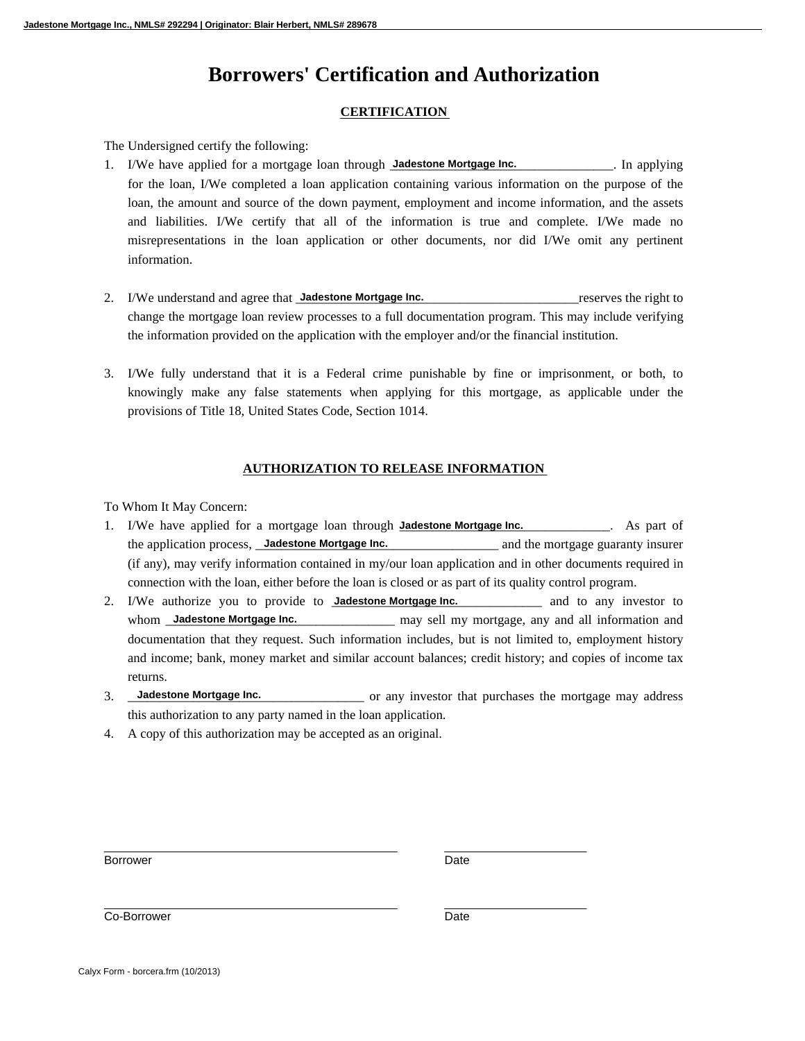# Borrowers' Certification and Authorization

## CERTIFICATION

The Undersigned certify the following:

1. I/We have applied for a mortgage loan through Jadestone Mortgage Inc.. In applying for the loan, I/We completed a loan application containing various information on the purpose of the loan, the amount and source of the down payment, employment and income information, and the assets and liabilities. I/We certify that all of the information is true and complete. I/We made no misrepresentations in the loan application or other documents, nor did I/We omit any pertinent information.

2. I/We understand and agree that Jadestone Mortgage Inc. reserves the right to change the mortgage loan review processes to a full documentation program. This may include verifying the information provided on the application with the employer and/or the financial institution.

3. I/We fully understand that it is a Federal crime punishable by fine or imprisonment, or both, to knowingly make any false statements when applying for this mortgage, as applicable under the provisions of Title 18, United States Code, Section 1014.

## AUTHORIZATION TO RELEASE INFORMATION

To Whom It May Concern:

1. I/We have applied for a mortgage loan through Jadestone Mortgage Inc.. As part of the application process, Jadestone Mortgage Inc. and the mortgage guaranty insurer (if any), may verify information contained in my/our loan application and in other documents required in connection with the loan, either before the loan is closed or as part of its quality control program.
2. I/We authorize you to provide to Jadestone Mortgage Inc. and to any investor to whom Jadestone Mortgage Inc. may sell my mortgage, any and all information and documentation that they request. Such information includes, but is not limited to, employment history and income; bank, money market and similar account balances; credit history; and copies of income tax returns.
3. Jadestone Mortgage Inc. or any investor that purchases the mortgage may address this authorization to any party named in the loan application.
4. A copy of this authorization may be accepted as an original.

_____________________________ _______________

Borrower Date

_____________________________ _______________

Co-Borrower Date

Calyx Form - borcera.frm (10/2013)